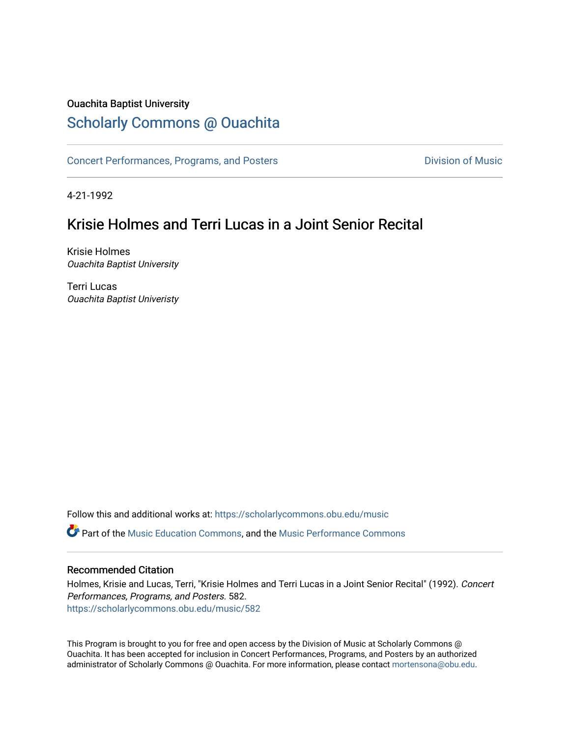Ouachita Baptist University

## Scholarly Commons @ Ouachita

Concert Performances, Programs, and Posters | Division of Music

4-21-1992

# Krisie Holmes and Terri Lucas in a Joint Senior Recital

Krisie Holmes
*Ouachita Baptist University*

Terri Lucas
*Ouachita Baptist Univeristy*

Follow this and additional works at: https://scholarlycommons.obu.edu/music

Part of the Music Education Commons, and the Music Performance Commons

### Recommended Citation

Holmes, Krisie and Lucas, Terri, "Krisie Holmes and Terri Lucas in a Joint Senior Recital" (1992). *Concert Performances, Programs, and Posters*. 582.
https://scholarlycommons.obu.edu/music/582

This Program is brought to you for free and open access by the Division of Music at Scholarly Commons @ Ouachita. It has been accepted for inclusion in Concert Performances, Programs, and Posters by an authorized administrator of Scholarly Commons @ Ouachita. For more information, please contact mortensona@obu.edu.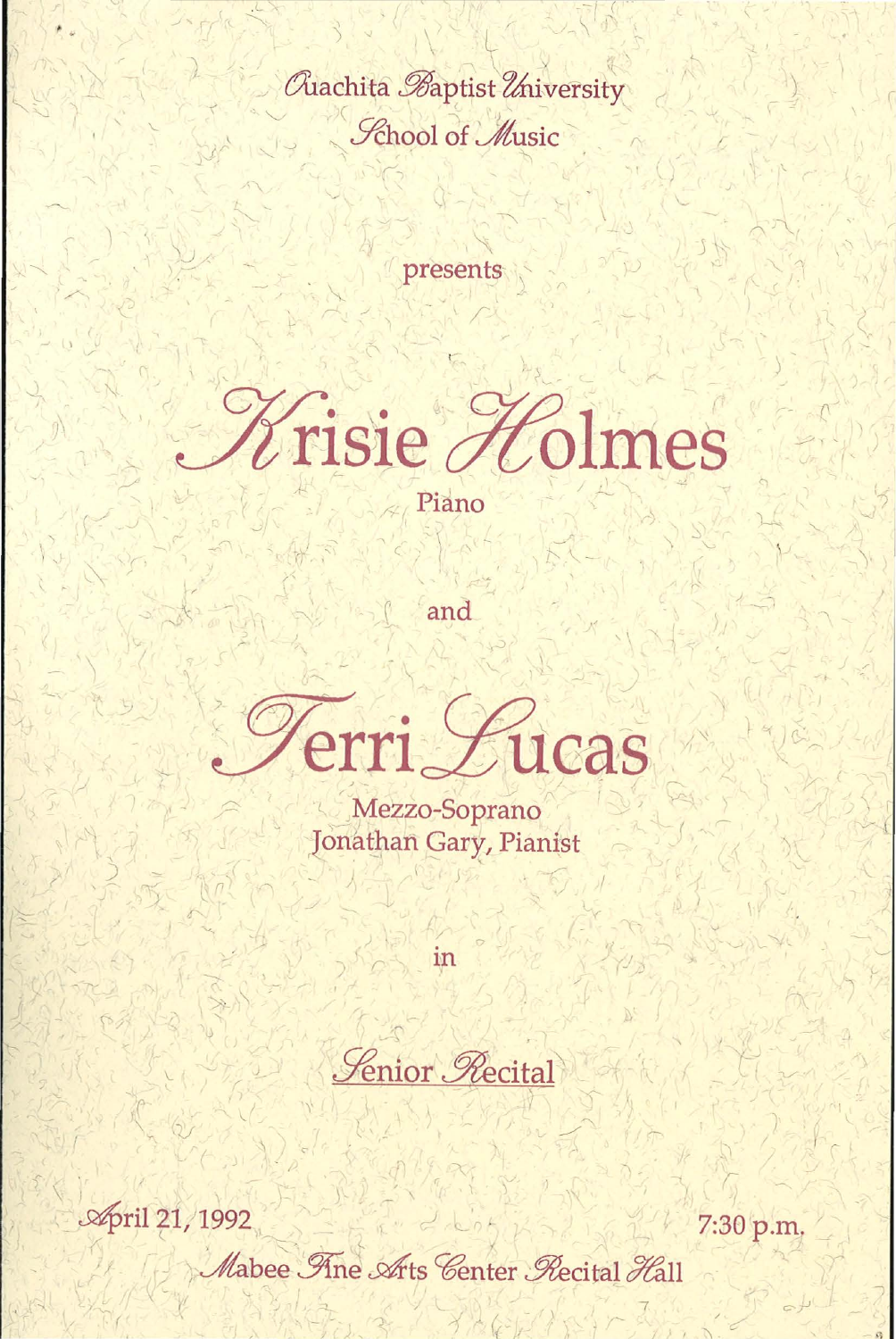Ouachita Baptist University

School of Music

presents

# Krisie Holmes

Piano

and

# Terri Lucas

Mezzo-Soprano

Jonathan Gary, Pianist

in

Senior Recital

April 21, 1992

7:30 p.m.

Mabee Fine Arts Center Recital Hall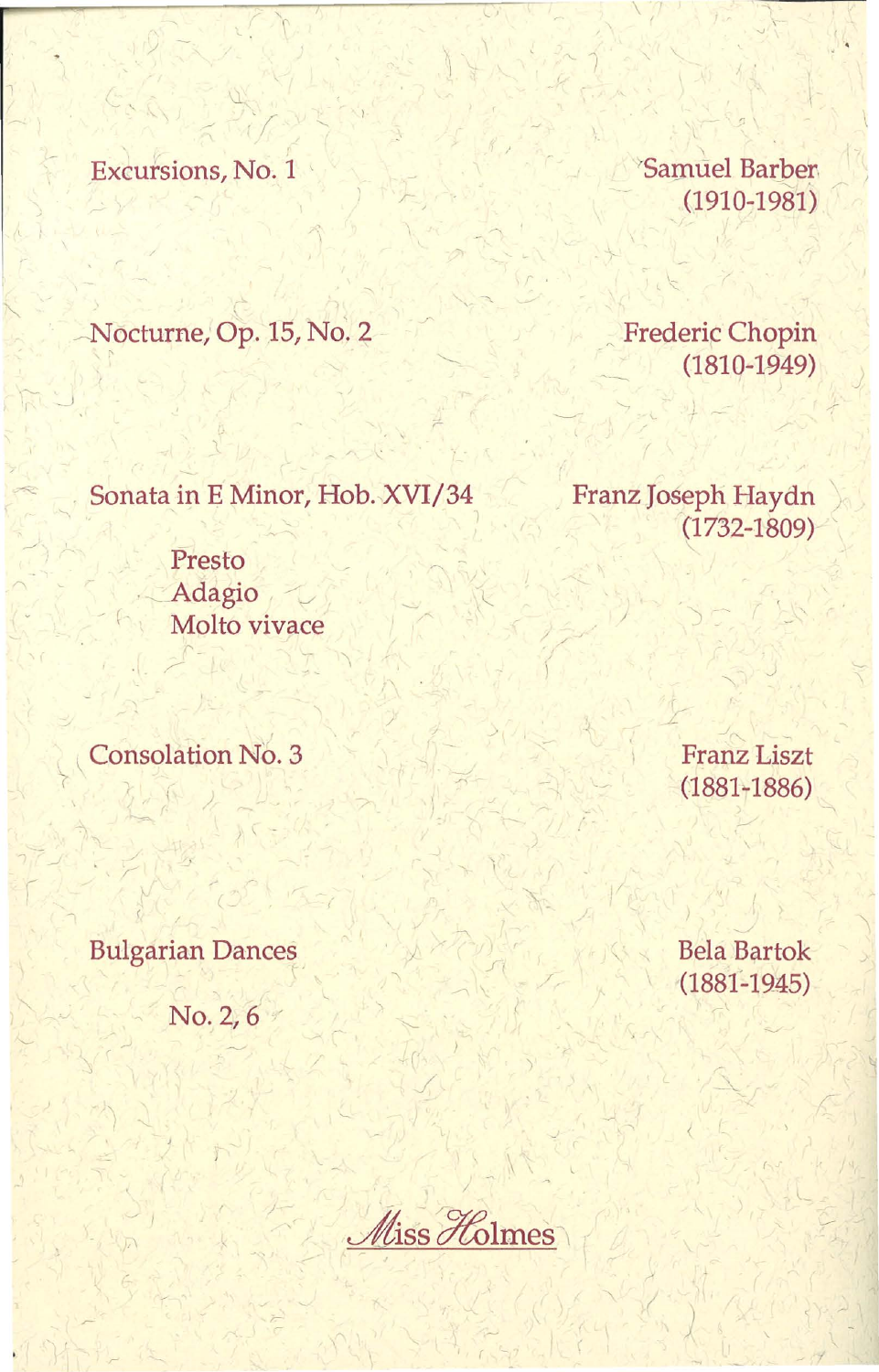Excursions, No. 1 — Samuel Barber (1910-1981)

Nocturne, Op. 15, No. 2 — Frederic Chopin (1810-1949)

Sonata in E Minor, Hob. XVI/34 — Franz Joseph Haydn (1732-1809)

- Presto
- Adagio
- Molto vivace

Consolation No. 3 — Franz Liszt (1881-1886)

Bulgarian Dances — Bela Bartok (1881-1945)

- No. 2, 6

*Miss Holmes*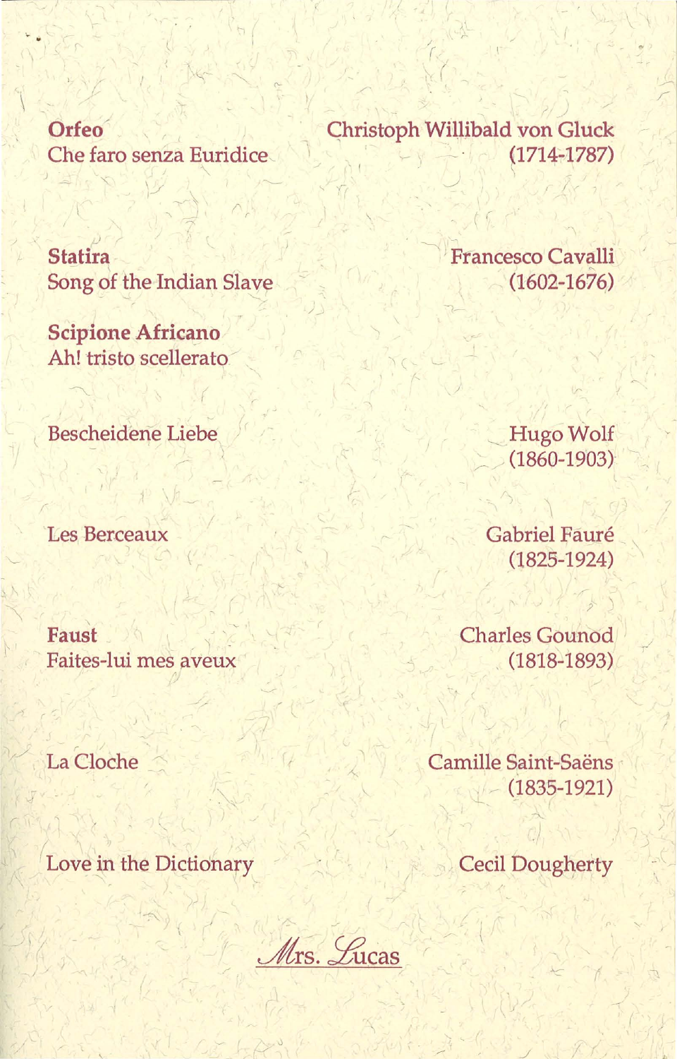**Orfeo**
Che faro senza Euridice — Christoph Willibald von Gluck (1714-1787)

**Statira**
Song of the Indian Slave — Francesco Cavalli (1602-1676)

**Scipione Africano**
Ah! tristo scellerato

Bescheidene Liebe — Hugo Wolf (1860-1903)

Les Berceaux — Gabriel Fauré (1825-1924)

**Faust**
Faites-lui mes aveux — Charles Gounod (1818-1893)

La Cloche — Camille Saint-Saëns (1835-1921)

Love in the Dictionary — Cecil Dougherty

*Mrs. Lucas*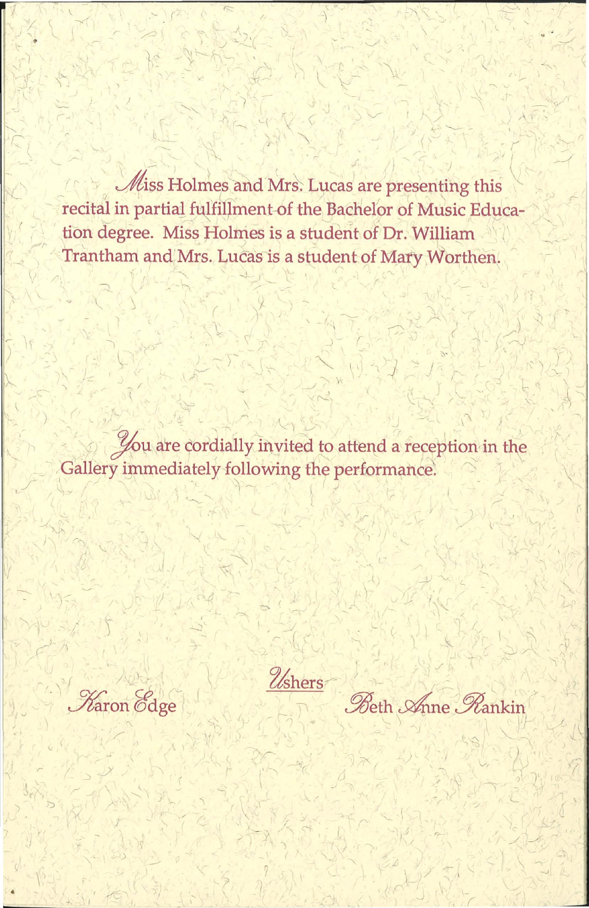Miss Holmes and Mrs. Lucas are presenting this recital in partial fulfillment of the Bachelor of Music Education degree. Miss Holmes is a student of Dr. William Trantham and Mrs. Lucas is a student of Mary Worthen.

You are cordially invited to attend a reception in the Gallery immediately following the performance.

Ushers

Karon Edge

Beth Anne Rankin